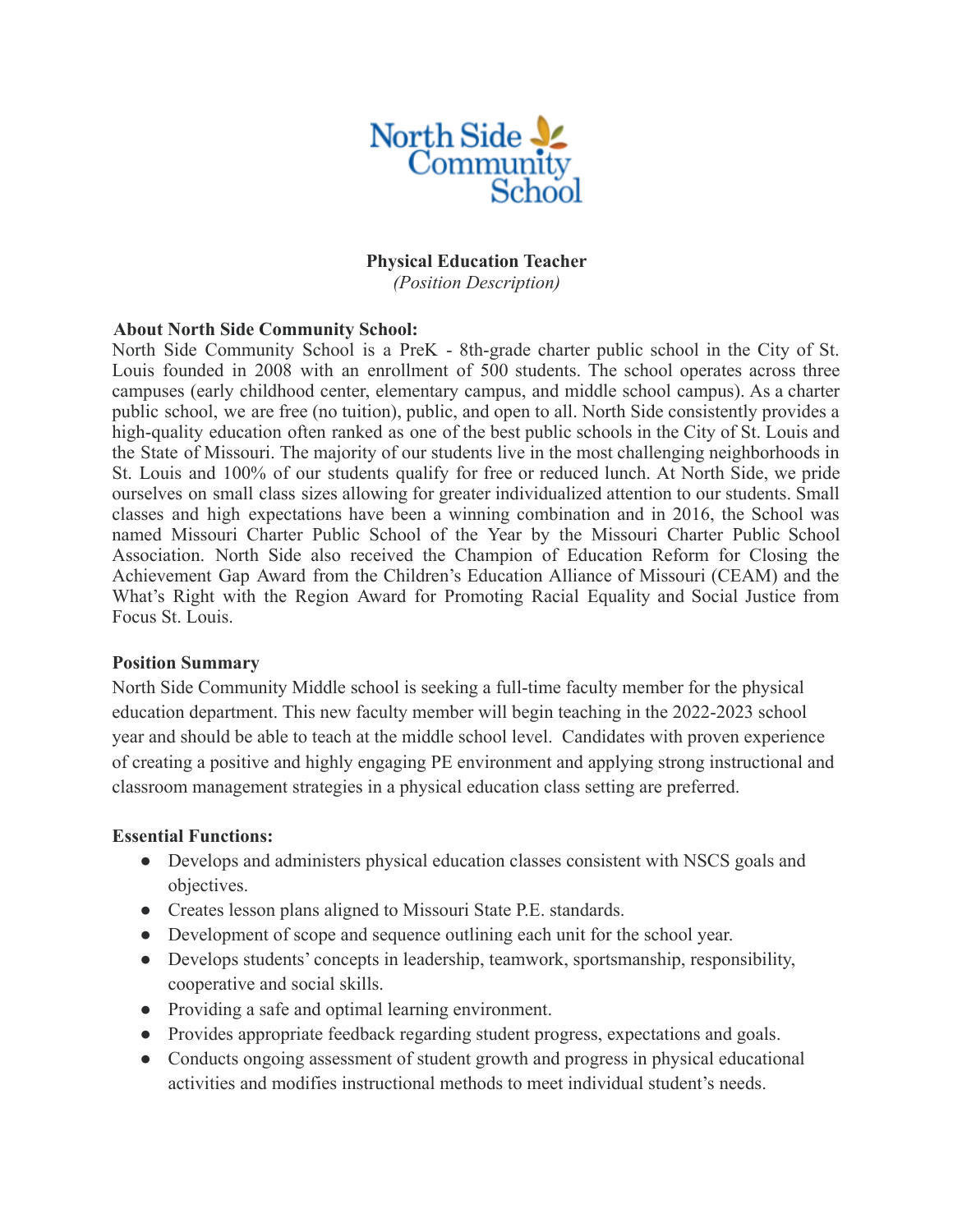# Physical Education Teacher

*(Position Description)*

**About North Side Community School:**

North Side Community School is a PreK - 8th-grade charter public school in the City of St. Louis founded in 2008 with an enrollment of 500 students. The school operates across three campuses (early childhood center, elementary campus, and middle school campus). As a charter public school, we are free (no tuition), public, and open to all. North Side consistently provides a high-quality education often ranked as one of the best public schools in the City of St. Louis and the State of Missouri. The majority of our students live in the most challenging neighborhoods in St. Louis and 100% of our students qualify for free or reduced lunch. At North Side, we pride ourselves on small class sizes allowing for greater individualized attention to our students. Small classes and high expectations have been a winning combination and in 2016, the School was named Missouri Charter Public School of the Year by the Missouri Charter Public School Association. North Side also received the Champion of Education Reform for Closing the Achievement Gap Award from the Children's Education Alliance of Missouri (CEAM) and the What's Right with the Region Award for Promoting Racial Equality and Social Justice from Focus St. Louis.

**Position Summary**

North Side Community Middle school is seeking a full-time faculty member for the physical education department. This new faculty member will begin teaching in the 2022-2023 school year and should be able to teach at the middle school level. Candidates with proven experience of creating a positive and highly engaging PE environment and applying strong instructional and classroom management strategies in a physical education class setting are preferred.

**Essential Functions:**

- Develops and administers physical education classes consistent with NSCS goals and objectives.
- Creates lesson plans aligned to Missouri State P.E. standards.
- Development of scope and sequence outlining each unit for the school year.
- Develops students' concepts in leadership, teamwork, sportsmanship, responsibility, cooperative and social skills.
- Providing a safe and optimal learning environment.
- Provides appropriate feedback regarding student progress, expectations and goals.
- Conducts ongoing assessment of student growth and progress in physical educational activities and modifies instructional methods to meet individual student's needs.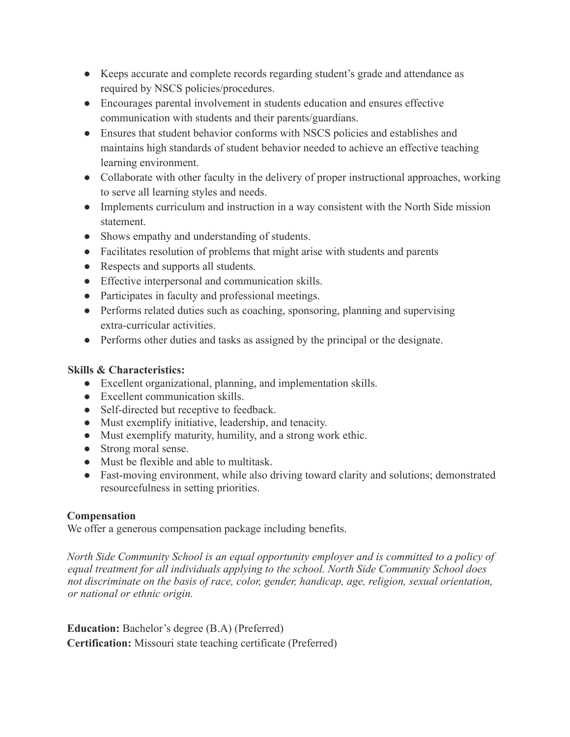- Keeps accurate and complete records regarding student's grade and attendance as required by NSCS policies/procedures.
- Encourages parental involvement in students education and ensures effective communication with students and their parents/guardians.
- Ensures that student behavior conforms with NSCS policies and establishes and maintains high standards of student behavior needed to achieve an effective teaching learning environment.
- Collaborate with other faculty in the delivery of proper instructional approaches, working to serve all learning styles and needs.
- Implements curriculum and instruction in a way consistent with the North Side mission statement.
- Shows empathy and understanding of students.
- Facilitates resolution of problems that might arise with students and parents
- Respects and supports all students.
- Effective interpersonal and communication skills.
- Participates in faculty and professional meetings.
- Performs related duties such as coaching, sponsoring, planning and supervising extra-curricular activities.
- Performs other duties and tasks as assigned by the principal or the designate.

**Skills & Characteristics:**

- Excellent organizational, planning, and implementation skills.
- Excellent communication skills.
- Self-directed but receptive to feedback.
- Must exemplify initiative, leadership, and tenacity.
- Must exemplify maturity, humility, and a strong work ethic.
- Strong moral sense.
- Must be flexible and able to multitask.
- Fast-moving environment, while also driving toward clarity and solutions; demonstrated resourcefulness in setting priorities.

**Compensation**

We offer a generous compensation package including benefits.

*North Side Community School is an equal opportunity employer and is committed to a policy of equal treatment for all individuals applying to the school. North Side Community School does not discriminate on the basis of race, color, gender, handicap, age, religion, sexual orientation, or national or ethnic origin.*

**Education:** Bachelor's degree (B.A) (Preferred)
**Certification:** Missouri state teaching certificate (Preferred)